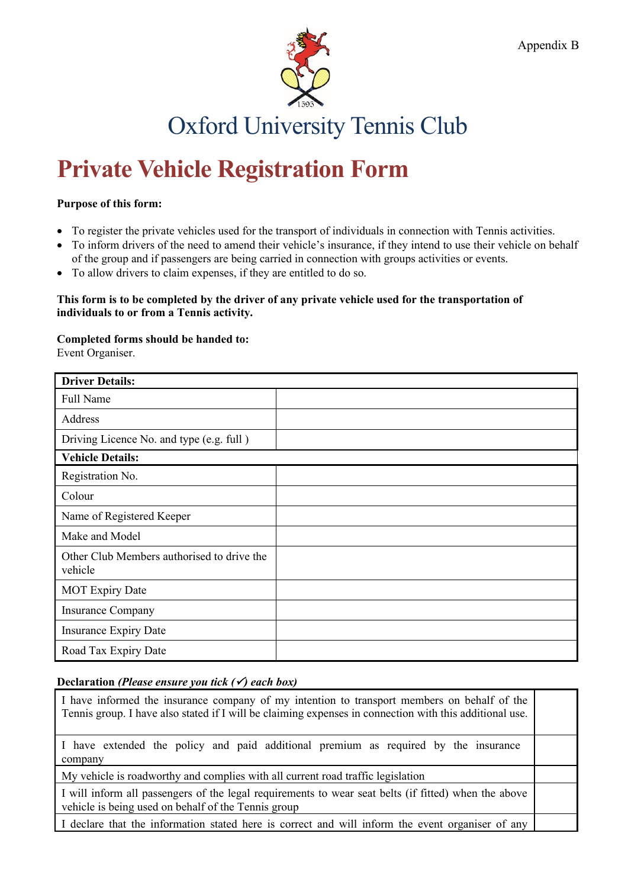Appendix B

# Oxford University Tennis Club

# Private Vehicle Registration Form

**Purpose of this form:**

- To register the private vehicles used for the transport of individuals in connection with Tennis activities.
- To inform drivers of the need to amend their vehicle's insurance, if they intend to use their vehicle on behalf of the group and if passengers are being carried in connection with groups activities or events.
- To allow drivers to claim expenses, if they are entitled to do so.

**This form is to be completed by the driver of any private vehicle used for the transportation of individuals to or from a Tennis activity.**

**Completed forms should be handed to:**
Event Organiser.

| **Driver Details:** | |
|---|---|
| Full Name | |
| Address | |
| Driving Licence No. and type (e.g. full ) | |
| **Vehicle Details:** | |
| Registration No. | |
| Colour | |
| Name of Registered Keeper | |
| Make and Model | |
| Other Club Members authorised to drive the vehicle | |
| MOT Expiry Date | |
| Insurance Company | |
| Insurance Expiry Date | |
| Road Tax Expiry Date | |

**Declaration** ***(Please ensure you tick (✓) each box)***

| | |
|---|---|
| I have informed the insurance company of my intention to transport members on behalf of the Tennis group. I have also stated if I will be claiming expenses in connection with this additional use. | |
| I have extended the policy and paid additional premium as required by the insurance company | |
| My vehicle is roadworthy and complies with all current road traffic legislation | |
| I will inform all passengers of the legal requirements to wear seat belts (if fitted) when the above vehicle is being used on behalf of the Tennis group | |
| I declare that the information stated here is correct and will inform the event organiser of any | |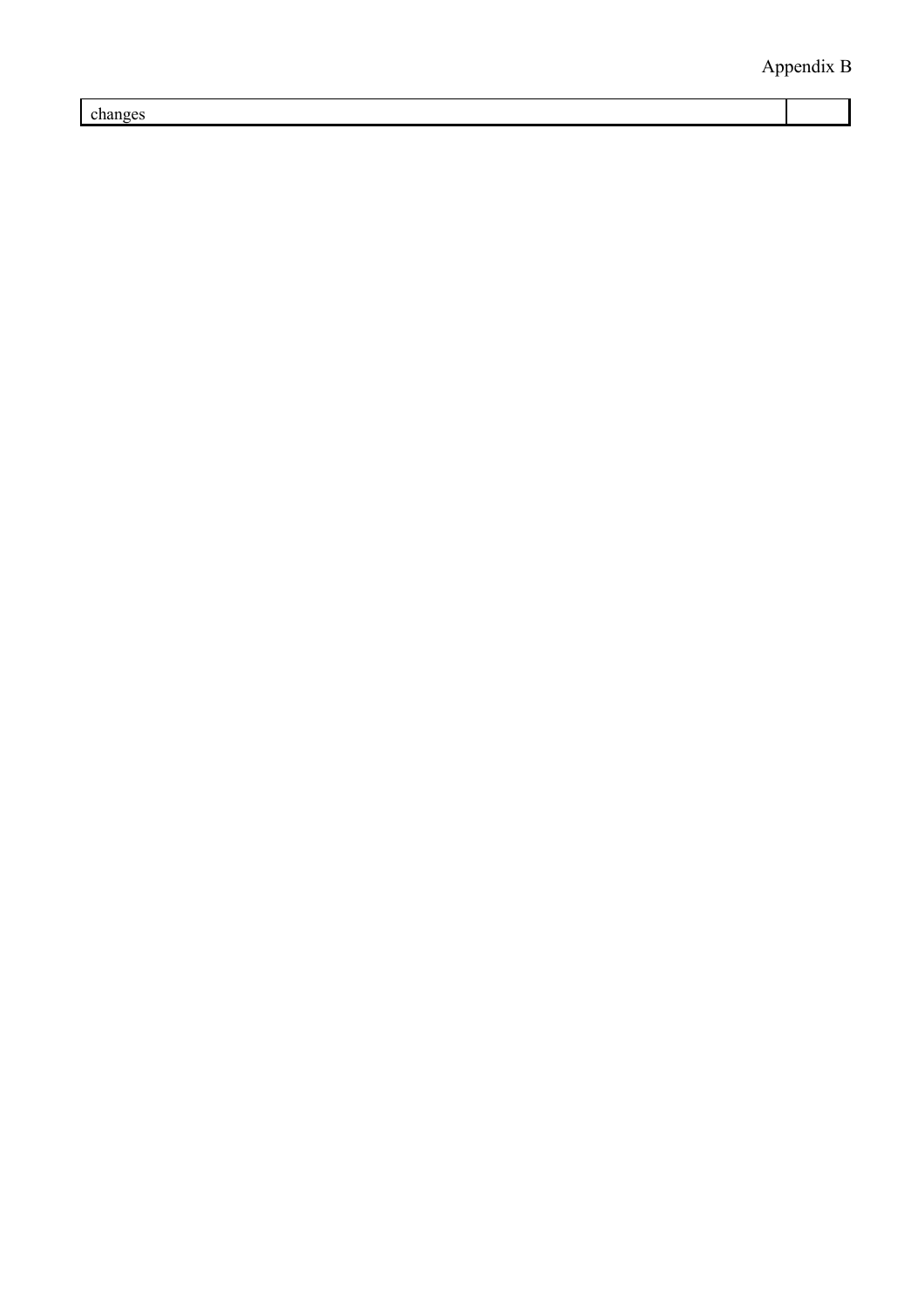| | |
|---|---|
| changes | |